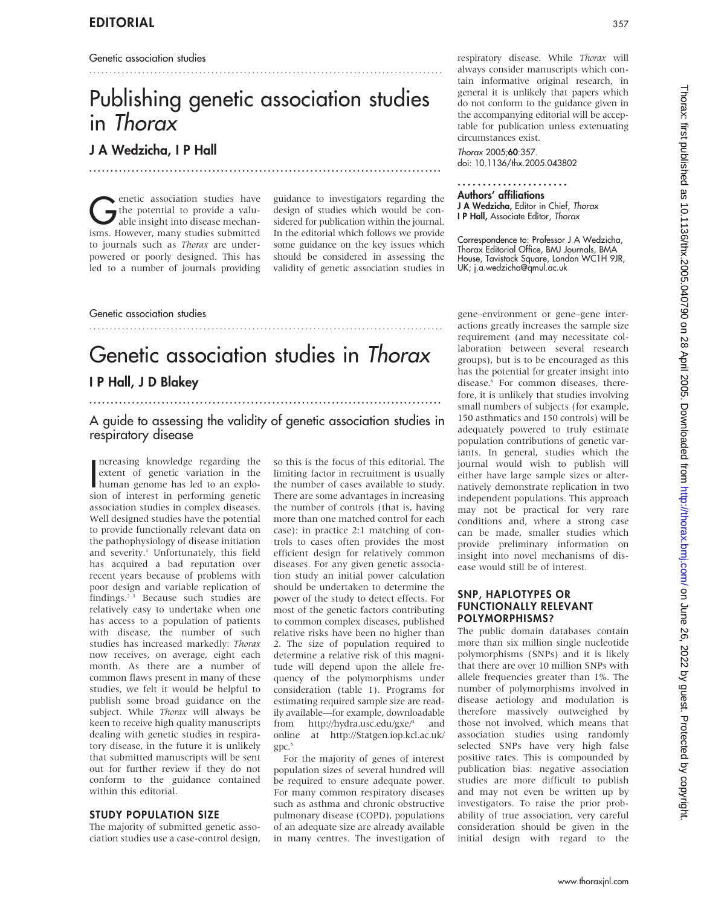Genetic association studies

# Publishing genetic association studies in *Thorax*

## J A Wedzicha, I P Hall

Genetic association studies have the potential to provide a valuable insight into disease mechanisms. However, many studies submitted to journals such as *Thorax* are underpowered or poorly designed. This has led to a number of journals providing guidance to investigators regarding the design of studies which would be considered for publication within the journal. In the editorial which follows we provide some guidance on the key issues which should be considered in assessing the validity of genetic association studies in respiratory disease. While *Thorax* will always consider manuscripts which contain informative original research, in general it is unlikely that papers which do not conform to the guidance given in the accompanying editorial will be acceptable for publication unless extenuating circumstances exist.

*Thorax* 2005;**60**:357.
doi: 10.1136/thx.2005.043802

**Authors' affiliations**
**J A Wedzicha,** Editor in Chief, *Thorax*
**I P Hall,** Associate Editor, *Thorax*

Correspondence to: Professor J A Wedzicha, Thorax Editorial Office, BMJ Journals, BMA House, Tavistock Square, London WC1H 9JR, UK; j.a.wedzicha@qmul.ac.uk

Genetic association studies

# Genetic association studies in *Thorax*

## I P Hall, J D Blakey

### A guide to assessing the validity of genetic association studies in respiratory disease

Increasing knowledge regarding the extent of genetic variation in the human genome has led to an explosion of interest in performing genetic association studies in complex diseases. Well designed studies have the potential to provide functionally relevant data on the pathophysiology of disease initiation and severity.[1] Unfortunately, this field has acquired a bad reputation over recent years because of problems with poor design and variable replication of findings.[2 3] Because such studies are relatively easy to undertake when one has access to a population of patients with disease, the number of such studies has increased markedly: *Thorax* now receives, on average, eight each month. As there are a number of common flaws present in many of these studies, we felt it would be helpful to publish some broad guidance on the subject. While *Thorax* will always be keen to receive high quality manuscripts dealing with genetic studies in respiratory disease, in the future it is unlikely that submitted manuscripts will be sent out for further review if they do not conform to the guidance contained within this editorial.

### STUDY POPULATION SIZE

The majority of submitted genetic association studies use a case-control design, so this is the focus of this editorial. The limiting factor in recruitment is usually the number of cases available to study. There are some advantages in increasing the number of controls (that is, having more than one matched control for each case): in practice 2:1 matching of controls to cases often provides the most efficient design for relatively common diseases. For any given genetic association study an initial power calculation should be undertaken to determine the power of the study to detect effects. For most of the genetic factors contributing to common complex diseases, published relative risks have been no higher than 2. The size of population required to determine a relative risk of this magnitude will depend upon the allele frequency of the polymorphisms under consideration (table 1). Programs for estimating required sample size are readily available—for example, downloadable from http://hydra.usc.edu/gxe/[4] and online at http://Statgen.iop.kcl.ac.uk/gpc.[5]

For the majority of genes of interest population sizes of several hundred will be required to ensure adequate power. For many common respiratory diseases such as asthma and chronic obstructive pulmonary disease (COPD), populations of an adequate size are already available in many centres. The investigation of gene–environment or gene–gene interactions greatly increases the sample size requirement (and may necessitate collaboration between several research groups), but is to be encouraged as this has the potential for greater insight into disease.[6] For common diseases, therefore, it is unlikely that studies involving small numbers of subjects (for example, 150 asthmatics and 150 controls) will be adequately powered to truly estimate population contributions of genetic variants. In general, studies which the journal would wish to publish will either have large sample sizes or alternatively demonstrate replication in two independent populations. This approach may not be practical for very rare conditions and, where a strong case can be made, smaller studies which provide preliminary information on insight into novel mechanisms of disease would still be of interest.

### SNP, HAPLOTYPES OR FUNCTIONALLY RELEVANT POLYMORPHISMS?

The public domain databases contain more than six million single nucleotide polymorphisms (SNPs) and it is likely that there are over 10 million SNPs with allele frequencies greater than 1%. The number of polymorphisms involved in disease aetiology and modulation is therefore massively outweighed by those not involved, which means that association studies using randomly selected SNPs have very high false positive rates. This is compounded by publication bias: negative association studies are more difficult to publish and may not even be written up by investigators. To raise the prior probability of true association, very careful consideration should be given in the initial design with regard to the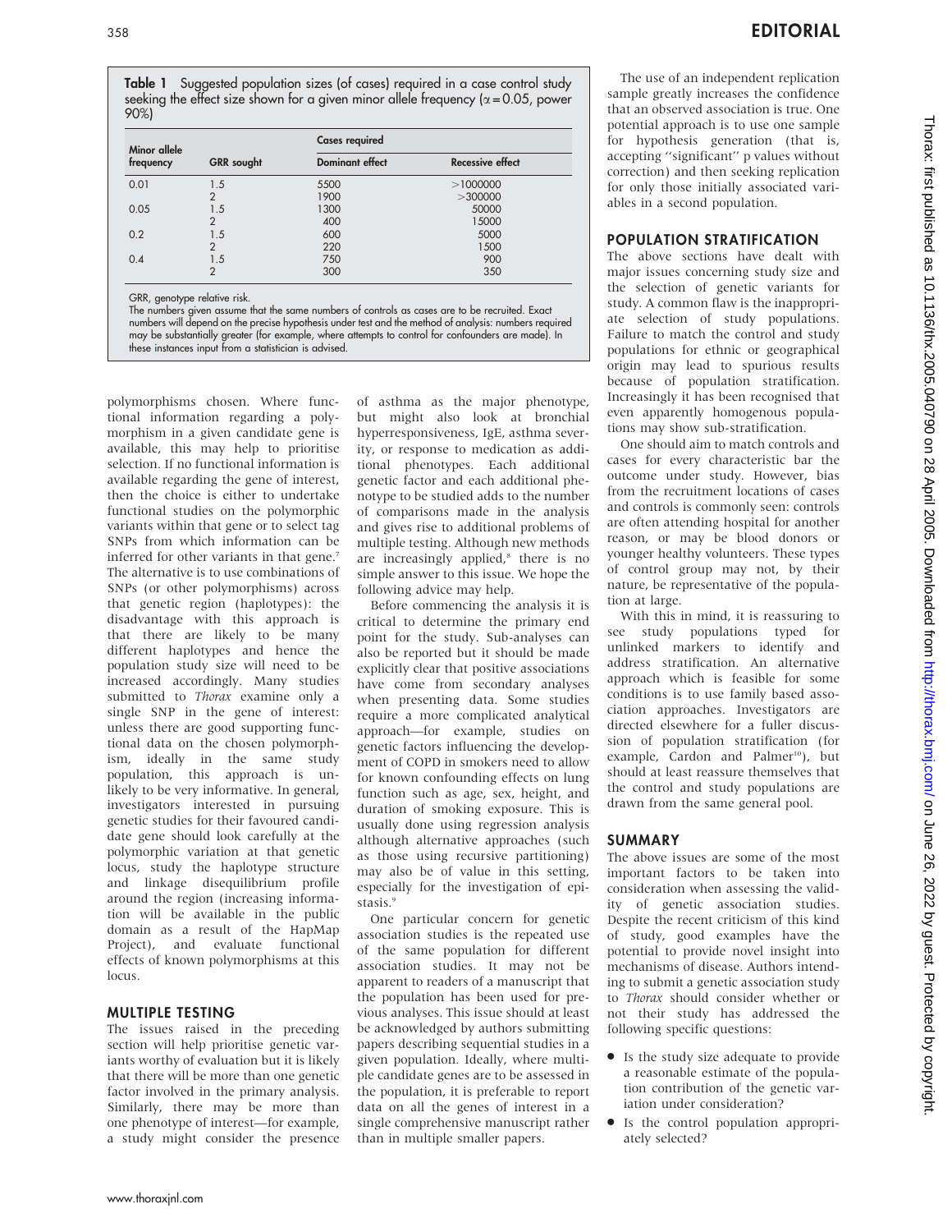**Table 1** Suggested population sizes (of cases) required in a case control study seeking the effect size shown for a given minor allele frequency ($\alpha = 0.05$, power 90%)

| Minor allele frequency | GRR sought | Cases required | |
|---|---|---|---|
| | | Dominant effect | Recessive effect |
| 0.01 | 1.5 | 5500 | >1000000 |
| | 2 | 1900 | >300000 |
| 0.05 | 1.5 | 1300 | 50000 |
| | 2 | 400 | 15000 |
| 0.2 | 1.5 | 600 | 5000 |
| | 2 | 220 | 1500 |
| 0.4 | 1.5 | 750 | 900 |
| | 2 | 300 | 350 |

GRR, genotype relative risk.
The numbers given assume that the same numbers of controls as cases are to be recruited. Exact numbers will depend on the precise hypothesis under test and the method of analysis: numbers required may be substantially greater (for example, where attempts to control for confounders are made). In these instances input from a statistician is advised.

polymorphisms chosen. Where functional information regarding a polymorphism in a given candidate gene is available, this may help to prioritise selection. If no functional information is available regarding the gene of interest, then the choice is either to undertake functional studies on the polymorphic variants within that gene or to select tag SNPs from which information can be inferred for other variants in that gene.[7] The alternative is to use combinations of SNPs (or other polymorphisms) across that genetic region (haplotypes): the disadvantage with this approach is that there are likely to be many different haplotypes and hence the population study size will need to be increased accordingly. Many studies submitted to *Thorax* examine only a single SNP in the gene of interest: unless there are good supporting functional data on the chosen polymorphism, ideally in the same study population, this approach is unlikely to be very informative. In general, investigators interested in pursuing genetic studies for their favoured candidate gene should look carefully at the polymorphic variation at that genetic locus, study the haplotype structure and linkage disequilibrium profile around the region (increasing information will be available in the public domain as a result of the HapMap Project), and evaluate functional effects of known polymorphisms at this locus.

## MULTIPLE TESTING

The issues raised in the preceding section will help prioritise genetic variants worthy of evaluation but it is likely that there will be more than one genetic factor involved in the primary analysis. Similarly, there may be more than one phenotype of interest—for example, a study might consider the presence of asthma as the major phenotype, but might also look at bronchial hyperresponsiveness, IgE, asthma severity, or response to medication as additional phenotypes. Each additional genetic factor and each additional phenotype to be studied adds to the number of comparisons made in the analysis and gives rise to additional problems of multiple testing. Although new methods are increasingly applied,[8] there is no simple answer to this issue. We hope the following advice may help.

Before commencing the analysis it is critical to determine the primary end point for the study. Sub-analyses can also be reported but it should be made explicitly clear that positive associations have come from secondary analyses when presenting data. Some studies require a more complicated analytical approach—for example, studies on genetic factors influencing the development of COPD in smokers need to allow for known confounding effects on lung function such as age, sex, height, and duration of smoking exposure. This is usually done using regression analysis although alternative approaches (such as those using recursive partitioning) may also be of value in this setting, especially for the investigation of epistasis.[9]

One particular concern for genetic association studies is the repeated use of the same population for different association studies. It may not be apparent to readers of a manuscript that the population has been used for previous analyses. This issue should at least be acknowledged by authors submitting papers describing sequential studies in a given population. Ideally, where multiple candidate genes are to be assessed in the population, it is preferable to report data on all the genes of interest in a single comprehensive manuscript rather than in multiple smaller papers.

The use of an independent replication sample greatly increases the confidence that an observed association is true. One potential approach is to use one sample for hypothesis generation (that is, accepting "significant" p values without correction) and then seeking replication for only those initially associated variables in a second population.

## POPULATION STRATIFICATION

The above sections have dealt with major issues concerning study size and the selection of genetic variants for study. A common flaw is the inappropriate selection of study populations. Failure to match the control and study populations for ethnic or geographical origin may lead to spurious results because of population stratification. Increasingly it has been recognised that even apparently homogenous populations may show sub-stratification.

One should aim to match controls and cases for every characteristic bar the outcome under study. However, bias from the recruitment locations of cases and controls is commonly seen: controls are often attending hospital for another reason, or may be blood donors or younger healthy volunteers. These types of control group may not, by their nature, be representative of the population at large.

With this in mind, it is reassuring to see study populations typed for unlinked markers to identify and address stratification. An alternative approach which is feasible for some conditions is to use family based association approaches. Investigators are directed elsewhere for a fuller discussion of population stratification (for example, Cardon and Palmer[10]), but should at least reassure themselves that the control and study populations are drawn from the same general pool.

## SUMMARY

The above issues are some of the most important factors to be taken into consideration when assessing the validity of genetic association studies. Despite the recent criticism of this kind of study, good examples have the potential to provide novel insight into mechanisms of disease. Authors intending to submit a genetic association study to *Thorax* should consider whether or not their study has addressed the following specific questions:

- Is the study size adequate to provide a reasonable estimate of the population contribution of the genetic variation under consideration?
- Is the control population appropriately selected?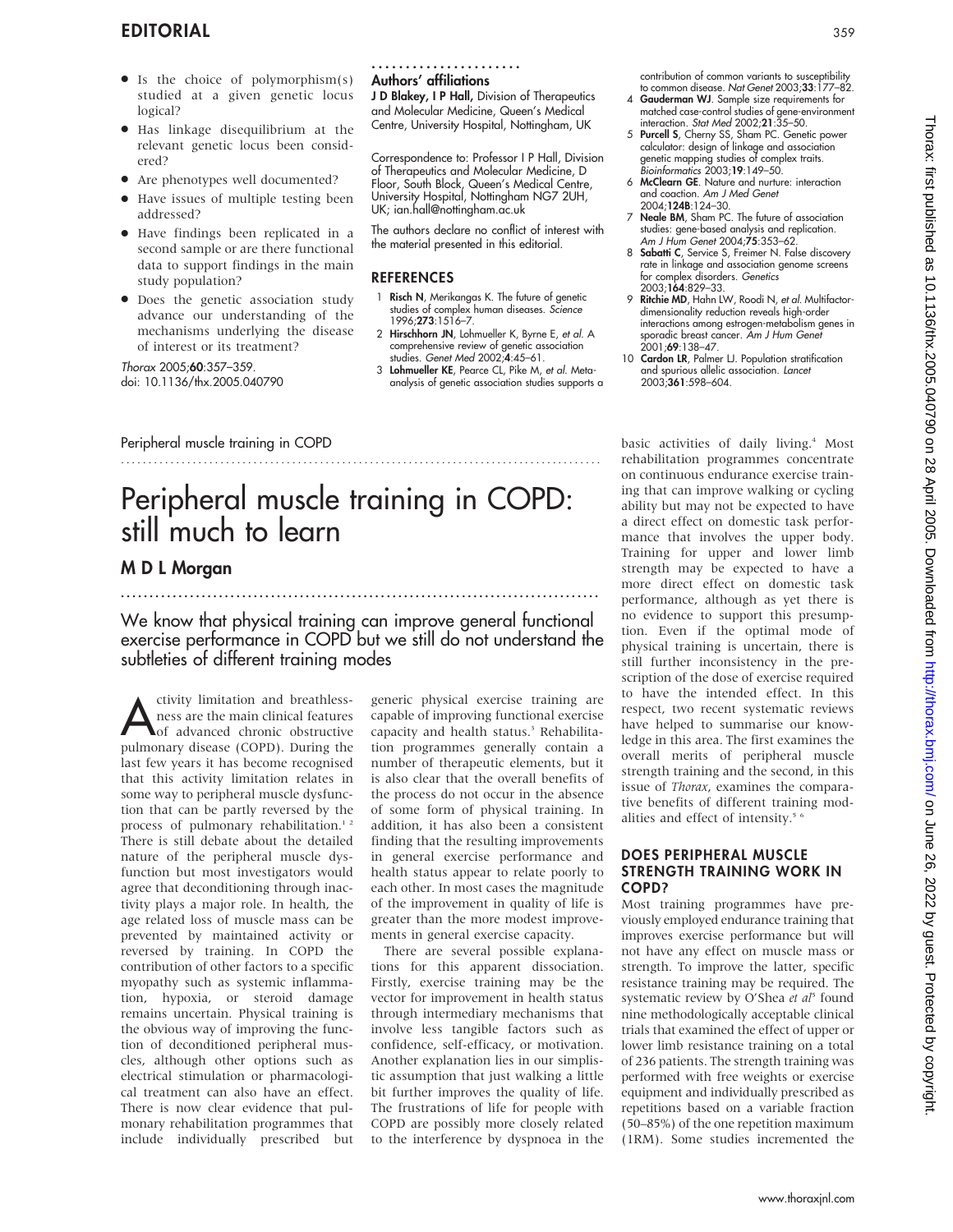- Is the choice of polymorphism(s) studied at a given genetic locus logical?
- Has linkage disequilibrium at the relevant genetic locus been considered?
- Are phenotypes well documented?
- Have issues of multiple testing been addressed?
- Have findings been replicated in a second sample or are there functional data to support findings in the main study population?
- Does the genetic association study advance our understanding of the mechanisms underlying the disease of interest or its treatment?

*Thorax* 2005;**60**:357–359.
doi: 10.1136/thx.2005.040790

### Authors' affiliations

**J D Blakey, I P Hall,** Division of Therapeutics and Molecular Medicine, Queen's Medical Centre, University Hospital, Nottingham, UK

Correspondence to: Professor I P Hall, Division of Therapeutics and Molecular Medicine, D Floor, South Block, Queen's Medical Centre, University Hospital, Nottingham NG7 2UH, UK; ian.hall@nottingham.ac.uk

The authors declare no conflict of interest with the material presented in this editorial.

### REFERENCES

1. **Risch N**, Merikangas K. The future of genetic studies of complex human diseases. *Science* 1996;**273**:1516–7.
2. **Hirschhorn JN**, Lohmueller K, Byrne E, *et al*. A comprehensive review of genetic association studies. *Genet Med* 2002;**4**:45–61.
3. **Lohmueller KE**, Pearce CL, Pike M, *et al*. Meta-analysis of genetic association studies supports a contribution of common variants to susceptibility to common disease. *Nat Genet* 2003;**33**:177–82.
4. **Gauderman WJ**. Sample size requirements for matched case-control studies of gene-environment interaction. *Stat Med* 2002;**21**:35–50.
5. **Purcell S**, Cherny SS, Sham PC. Genetic power calculator: design of linkage and association genetic mapping studies of complex traits. *Bioinformatics* 2003;**19**:149–50.
6. **McClearn GE**. Nature and nurture: interaction and coaction. *Am J Med Genet* 2004;**124B**:124–30.
7. **Neale BM**, Sham PC. The future of association studies: gene-based analysis and replication. *Am J Hum Genet* 2004;**75**:353–62.
8. **Sabatti C**, Service S, Freimer N. False discovery rate in linkage and association genome screens for complex disorders. *Genetics* 2003;**164**:829–33.
9. **Ritchie MD**, Hahn LW, Roodi N, *et al*. Multifactor-dimensionality reduction reveals high-order interactions among estrogen-metabolism genes in sporadic breast cancer. *Am J Hum Genet* 2001;**69**:138–47.
10. **Cardon LR**, Palmer LJ. Population stratification and spurious allelic association. *Lancet* 2003;**361**:598–604.

Peripheral muscle training in COPD

# Peripheral muscle training in COPD: still much to learn

## M D L Morgan

**We know that physical training can improve general functional exercise performance in COPD but we still do not understand the subtleties of different training modes**

Activity limitation and breathlessness are the main clinical features of advanced chronic obstructive pulmonary disease (COPD). During the last few years it has become recognised that this activity limitation relates in some way to peripheral muscle dysfunction that can be partly reversed by the process of pulmonary rehabilitation.[1,2] There is still debate about the detailed nature of the peripheral muscle dysfunction but most investigators would agree that deconditioning through inactivity plays a major role. In health, the age related loss of muscle mass can be prevented by maintained activity or reversed by training. In COPD the contribution of other factors to a specific myopathy such as systemic inflammation, hypoxia, or steroid damage remains uncertain. Physical training is the obvious way of improving the function of deconditioned peripheral muscles, although other options such as electrical stimulation or pharmacological treatment can also have an effect. There is now clear evidence that pulmonary rehabilitation programmes that include individually prescribed but generic physical exercise training are capable of improving functional exercise capacity and health status.[3] Rehabilitation programmes generally contain a number of therapeutic elements, but it is also clear that the overall benefits of the process do not occur in the absence of some form of physical training. In addition, it has also been a consistent finding that the resulting improvements in general exercise performance and health status appear to relate poorly to each other. In most cases the magnitude of the improvement in quality of life is greater than the more modest improvements in general exercise capacity.

There are several possible explanations for this apparent dissociation. Firstly, exercise training may be the vector for improvement in health status through intermediary mechanisms that involve less tangible factors such as confidence, self-efficacy, or motivation. Another explanation lies in our simplistic assumption that just walking a little bit further improves the quality of life. The frustrations of life for people with COPD are possibly more closely related to the interference by dyspnoea in the basic activities of daily living.[4] Most rehabilitation programmes concentrate on continuous endurance exercise training that can improve walking or cycling ability but may not be expected to have a direct effect on domestic task performance that involves the upper body. Training for upper and lower limb strength may be expected to have a more direct effect on domestic task performance, although as yet there is no evidence to support this presumption. Even if the optimal mode of physical training is uncertain, there is still further inconsistency in the prescription of the dose of exercise required to have the intended effect. In this respect, two recent systematic reviews have helped to summarise our knowledge in this area. The first examines the overall merits of peripheral muscle strength training and the second, in this issue of *Thorax*, examines the comparative benefits of different training modalities and effect of intensity.[5,6]

### DOES PERIPHERAL MUSCLE STRENGTH TRAINING WORK IN COPD?

Most training programmes have previously employed endurance training that improves exercise performance but will not have any effect on muscle mass or strength. To improve the latter, specific resistance training may be required. The systematic review by O'Shea *et al*[5] found nine methodologically acceptable clinical trials that examined the effect of upper or lower limb resistance training on a total of 236 patients. The strength training was performed with free weights or exercise equipment and individually prescribed as repetitions based on a variable fraction (50–85%) of the one repetition maximum (1RM). Some studies incremented the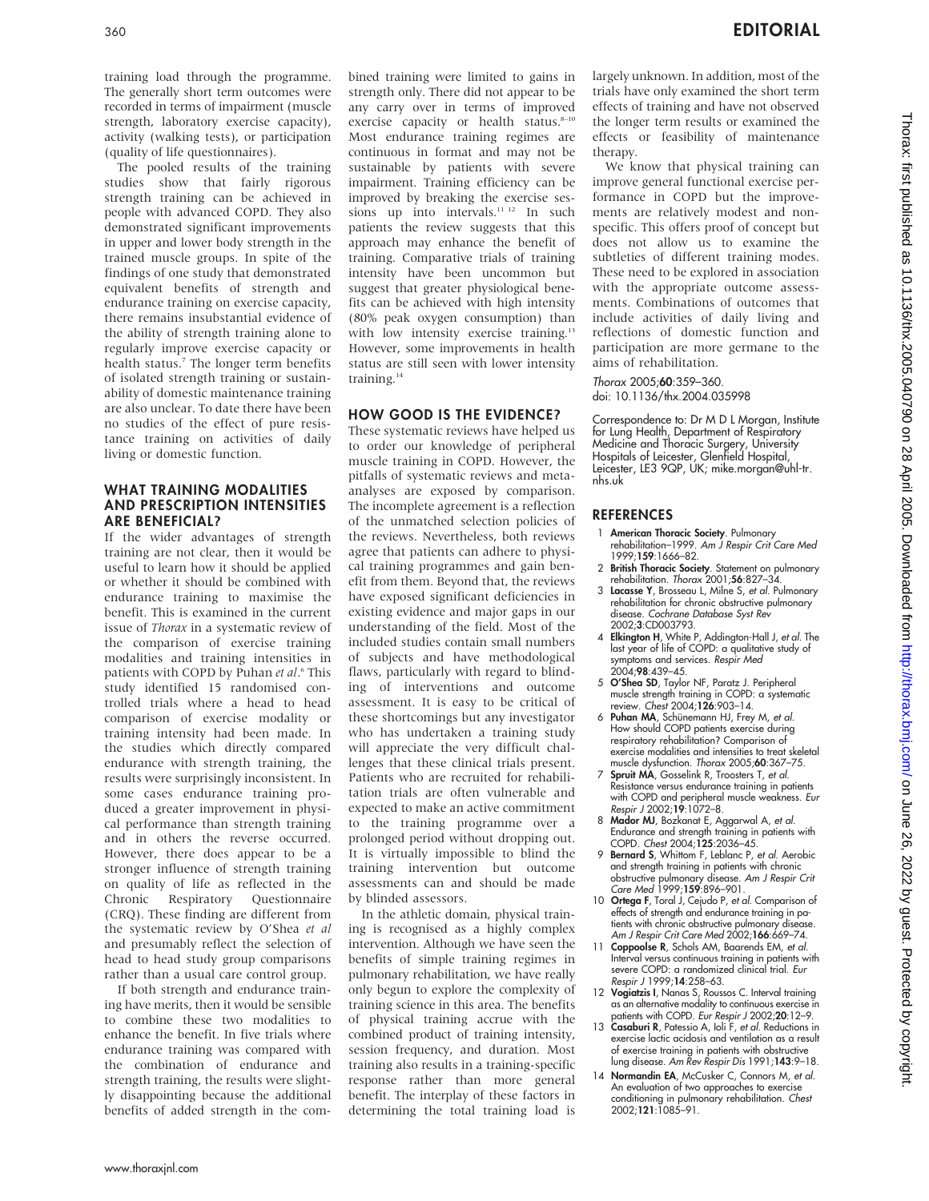training load through the programme. The generally short term outcomes were recorded in terms of impairment (muscle strength, laboratory exercise capacity), activity (walking tests), or participation (quality of life questionnaires).

The pooled results of the training studies show that fairly rigorous strength training can be achieved in people with advanced COPD. They also demonstrated significant improvements in upper and lower body strength in the trained muscle groups. In spite of the findings of one study that demonstrated equivalent benefits of strength and endurance training on exercise capacity, there remains insubstantial evidence of the ability of strength training alone to regularly improve exercise capacity or health status.[7] The longer term benefits of isolated strength training or sustainability of domestic maintenance training are also unclear. To date there have been no studies of the effect of pure resistance training on activities of daily living or domestic function.

## WHAT TRAINING MODALITIES AND PRESCRIPTION INTENSITIES ARE BENEFICIAL?

If the wider advantages of strength training are not clear, then it would be useful to learn how it should be applied or whether it should be combined with endurance training to maximise the benefit. This is examined in the current issue of *Thorax* in a systematic review of the comparison of exercise training modalities and training intensities in patients with COPD by Puhan *et al*.[6] This study identified 15 randomised controlled trials where a head to head comparison of exercise modality or training intensity had been made. In the studies which directly compared endurance with strength training, the results were surprisingly inconsistent. In some cases endurance training produced a greater improvement in physical performance than strength training and in others the reverse occurred. However, there does appear to be a stronger influence of strength training on quality of life as reflected in the Chronic Respiratory Questionnaire (CRQ). These finding are different from the systematic review by O'Shea *et al* and presumably reflect the selection of head to head study group comparisons rather than a usual care control group.

If both strength and endurance training have merits, then it would be sensible to combine these two modalities to enhance the benefit. In five trials where endurance training was compared with the combination of endurance and strength training, the results were slightly disappointing because the additional benefits of added strength in the combined training were limited to gains in strength only. There did not appear to be any carry over in terms of improved exercise capacity or health status.[8–10] Most endurance training regimes are continuous in format and may not be sustainable by patients with severe impairment. Training efficiency can be improved by breaking the exercise sessions up into intervals.[11 12] In such patients the review suggests that this approach may enhance the benefit of training. Comparative trials of training intensity have been uncommon but suggest that greater physiological benefits can be achieved with high intensity (80% peak oxygen consumption) than with low intensity exercise training.[13] However, some improvements in health status are still seen with lower intensity training.[14]

## HOW GOOD IS THE EVIDENCE?

These systematic reviews have helped us to order our knowledge of peripheral muscle training in COPD. However, the pitfalls of systematic reviews and meta-analyses are exposed by comparison. The incomplete agreement is a reflection of the unmatched selection policies of the reviews. Nevertheless, both reviews agree that patients can adhere to physical training programmes and gain benefit from them. Beyond that, the reviews have exposed significant deficiencies in existing evidence and major gaps in our understanding of the field. Most of the included studies contain small numbers of subjects and have methodological flaws, particularly with regard to blinding of interventions and outcome assessment. It is easy to be critical of these shortcomings but any investigator who has undertaken a training study will appreciate the very difficult challenges that these clinical trials present. Patients who are recruited for rehabilitation trials are often vulnerable and expected to make an active commitment to the training programme over a prolonged period without dropping out. It is virtually impossible to blind the training intervention but outcome assessments can and should be made by blinded assessors.

In the athletic domain, physical training is recognised as a highly complex intervention. Although we have seen the benefits of simple training regimes in pulmonary rehabilitation, we have really only begun to explore the complexity of training science in this area. The benefits of physical training accrue with the combined product of training intensity, session frequency, and duration. Most training also results in a training-specific response rather than more general benefit. The interplay of these factors in determining the total training load is largely unknown. In addition, most of the trials have only examined the short term effects of training and have not observed the longer term results or examined the effects or feasibility of maintenance therapy.

We know that physical training can improve general functional exercise performance in COPD but the improvements are relatively modest and nonspecific. This offers proof of concept but does not allow us to examine the subtleties of different training modes. These need to be explored in association with the appropriate outcome assessments. Combinations of outcomes that include activities of daily living and reflections of domestic function and participation are more germane to the aims of rehabilitation.

*Thorax* 2005;**60**:359–360.
doi: 10.1136/thx.2004.035998

Correspondence to: Dr M D L Morgan, Institute for Lung Health, Department of Respiratory Medicine and Thoracic Surgery, University Hospitals of Leicester, Glenfield Hospital, Leicester, LE3 9QP, UK; mike.morgan@uhl-tr.nhs.uk

## REFERENCES

1. **American Thoracic Society**. Pulmonary rehabilitation–1999. *Am J Respir Crit Care Med* 1999;**159**:1666–82.
2. **British Thoracic Society**. Statement on pulmonary rehabilitation. *Thorax* 2001;**56**:827–34.
3. **Lacasse Y**, Brosseau L, Milne S, *et al*. Pulmonary rehabilitation for chronic obstructive pulmonary disease. *Cochrane Database Syst Rev* 2002;**3**:CD003793.
4. **Elkington H**, White P, Addington-Hall J, *et al*. The last year of life of COPD: a qualitative study of symptoms and services. *Respir Med* 2004;**98**:439–45.
5. **O'Shea SD**, Taylor NF, Paratz J. Peripheral muscle strength training in COPD: a systematic review. *Chest* 2004;**126**:903–14.
6. **Puhan MA**, Schünemann HJ, Frey M, *et al*. How should COPD patients exercise during respiratory rehabilitation? Comparison of exercise modalities and intensities to treat skeletal muscle dysfunction. *Thorax* 2005;**60**:367–75.
7. **Spruit MA**, Gosselink R, Troosters T, *et al*. Resistance versus endurance training in patients with COPD and peripheral muscle weakness. *Eur Respir J* 2002;**19**:1072–8.
8. **Mador MJ**, Bozkanat E, Aggarwal A, *et al*. Endurance and strength training in patients with COPD. *Chest* 2004;**125**:2036–45.
9. **Bernard S**, Whittom F, Leblanc P, *et al*. Aerobic and strength training in patients with chronic obstructive pulmonary disease. *Am J Respir Crit Care Med* 1999;**159**:896–901.
10. **Ortega F**, Toral J, Cejudo P, *et al*. Comparison of effects of strength and endurance training in patients with chronic obstructive pulmonary disease. *Am J Respir Crit Care Med* 2002;**166**:669–74.
11. **Coppoolse R**, Schols AM, Baarends EM, *et al*. Interval versus continuous training in patients with severe COPD: a randomized clinical trial. *Eur Respir J* 1999;**14**:258–63.
12. **Vogiatzis I**, Nanas S, Roussos C. Interval training as an alternative modality to continuous exercise in patients with COPD. *Eur Respir J* 2002;**20**:12–9.
13. **Casaburi R**, Patessio A, Ioli F, *et al*. Reductions in exercise lactic acidosis and ventilation as a result of exercise training in patients with obstructive lung disease. *Am Rev Respir Dis* 1991;**143**:9–18.
14. **Normandin EA**, McCusker C, Connors M, *et al*. An evaluation of two approaches to exercise conditioning in pulmonary rehabilitation. *Chest* 2002;**121**:1085–91.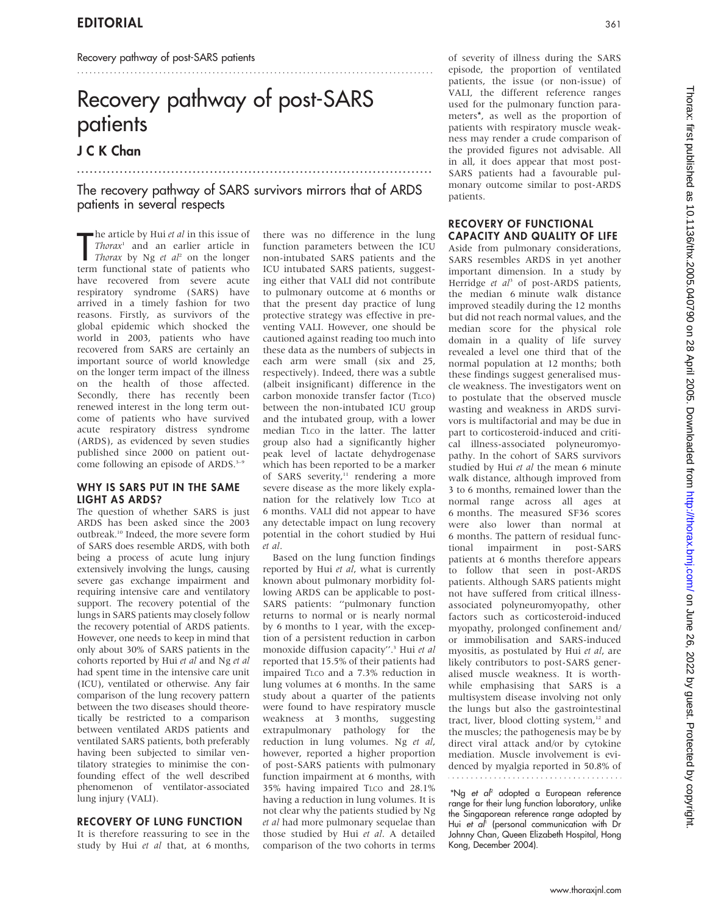Recovery pathway of post-SARS patients

# Recovery pathway of post-SARS patients

## J C K Chan

### The recovery pathway of SARS survivors mirrors that of ARDS patients in several respects

The article by Hui *et al* in this issue of *Thorax*[1] and an earlier article in *Thorax* by Ng *et al*[2] on the longer term functional state of patients who have recovered from severe acute respiratory syndrome (SARS) have arrived in a timely fashion for two reasons. Firstly, as survivors of the global epidemic which shocked the world in 2003, patients who have recovered from SARS are certainly an important source of world knowledge on the longer term impact of the illness on the health of those affected. Secondly, there has recently been renewed interest in the long term outcome of patients who have survived acute respiratory distress syndrome (ARDS), as evidenced by seven studies published since 2000 on patient outcome following an episode of ARDS.[3–9]

## WHY IS SARS PUT IN THE SAME LIGHT AS ARDS?

The question of whether SARS is just ARDS has been asked since the 2003 outbreak.[10] Indeed, the more severe form of SARS does resemble ARDS, with both being a process of acute lung injury extensively involving the lungs, causing severe gas exchange impairment and requiring intensive care and ventilatory support. The recovery potential of the lungs in SARS patients may closely follow the recovery potential of ARDS patients. However, one needs to keep in mind that only about 30% of SARS patients in the cohorts reported by Hui *et al* and Ng *et al* had spent time in the intensive care unit (ICU), ventilated or otherwise. Any fair comparison of the lung recovery pattern between the two diseases should theoretically be restricted to a comparison between ventilated ARDS patients and ventilated SARS patients, both preferably having been subjected to similar ventilatory strategies to minimise the confounding effect of the well described phenomenon of ventilator-associated lung injury (VALI).

## RECOVERY OF LUNG FUNCTION

It is therefore reassuring to see in the study by Hui *et al* that, at 6 months, there was no difference in the lung function parameters between the ICU non-intubated SARS patients and the ICU intubated SARS patients, suggesting either that VALI did not contribute to pulmonary outcome at 6 months or that the present day practice of lung protective strategy was effective in preventing VALI. However, one should be cautioned against reading too much into these data as the numbers of subjects in each arm were small (six and 25, respectively). Indeed, there was a subtle (albeit insignificant) difference in the carbon monoxide transfer factor ($T_{LCO}$) between the non-intubated ICU group and the intubated group, with a lower median $T_{LCO}$ in the latter. The latter group also had a significantly higher peak level of lactate dehydrogenase which has been reported to be a marker of SARS severity,[11] rendering a more severe disease as the more likely explanation for the relatively low $T_{LCO}$ at 6 months. VALI did not appear to have any detectable impact on lung recovery potential in the cohort studied by Hui *et al*.

Based on the lung function findings reported by Hui *et al*, what is currently known about pulmonary morbidity following ARDS can be applicable to post-SARS patients: "pulmonary function returns to normal or is nearly normal by 6 months to 1 year, with the exception of a persistent reduction in carbon monoxide diffusion capacity".[3] Hui *et al* reported that 15.5% of their patients had impaired $T_{LCO}$ and a 7.3% reduction in lung volumes at 6 months. In the same study about a quarter of the patients were found to have respiratory muscle weakness at 3 months, suggesting extrapulmonary pathology for the reduction in lung volumes. Ng *et al*, however, reported a higher proportion of post-SARS patients with pulmonary function impairment at 6 months, with 35% having impaired $T_{LCO}$ and 28.1% having a reduction in lung volumes. It is not clear why the patients studied by Ng *et al* had more pulmonary sequelae than those studied by Hui *et al*. A detailed comparison of the two cohorts in terms of severity of illness during the SARS episode, the proportion of ventilated patients, the issue (or non-issue) of VALI, the different reference ranges used for the pulmonary function parameters*, as well as the proportion of patients with respiratory muscle weakness may render a crude comparison of the provided figures not advisable. All in all, it does appear that most post-SARS patients had a favourable pulmonary outcome similar to post-ARDS patients.

## RECOVERY OF FUNCTIONAL CAPACITY AND QUALITY OF LIFE

Aside from pulmonary considerations, SARS resembles ARDS in yet another important dimension. In a study by Herridge *et al*[3] of post-ARDS patients, the median 6 minute walk distance improved steadily during the 12 months but did not reach normal values, and the median score for the physical role domain in a quality of life survey revealed a level one third that of the normal population at 12 months; both these findings suggest generalised muscle weakness. The investigators went on to postulate that the observed muscle wasting and weakness in ARDS survivors is multifactorial and may be due in part to corticosteroid-induced and critical illness-associated polyneuromyopathy. In the cohort of SARS survivors studied by Hui *et al* the mean 6 minute walk distance, although improved from 3 to 6 months, remained lower than the normal range across all ages at 6 months. The measured SF36 scores were also lower than normal at 6 months. The pattern of residual functional impairment in post-SARS patients at 6 months therefore appears to follow that seen in post-ARDS patients. Although SARS patients might not have suffered from critical illness-associated polyneuromyopathy, other factors such as corticosteroid-induced myopathy, prolonged confinement and/or immobilisation and SARS-induced myositis, as postulated by Hui *et al*, are likely contributors to post-SARS generalised muscle weakness. It is worthwhile emphasising that SARS is a multisystem disease involving not only the lungs but also the gastrointestinal tract, liver, blood clotting system,[12] and the muscles; the pathogenesis may be by direct viral attack and/or by cytokine mediation. Muscle involvement is evidenced by myalgia reported in 50.8% of

*Ng *et al*[2] adopted a European reference range for their lung function laboratory, unlike the Singaporean reference range adopted by Hui *et al*[1] (personal communication with Dr Johnny Chan, Queen Elizabeth Hospital, Hong Kong, December 2004).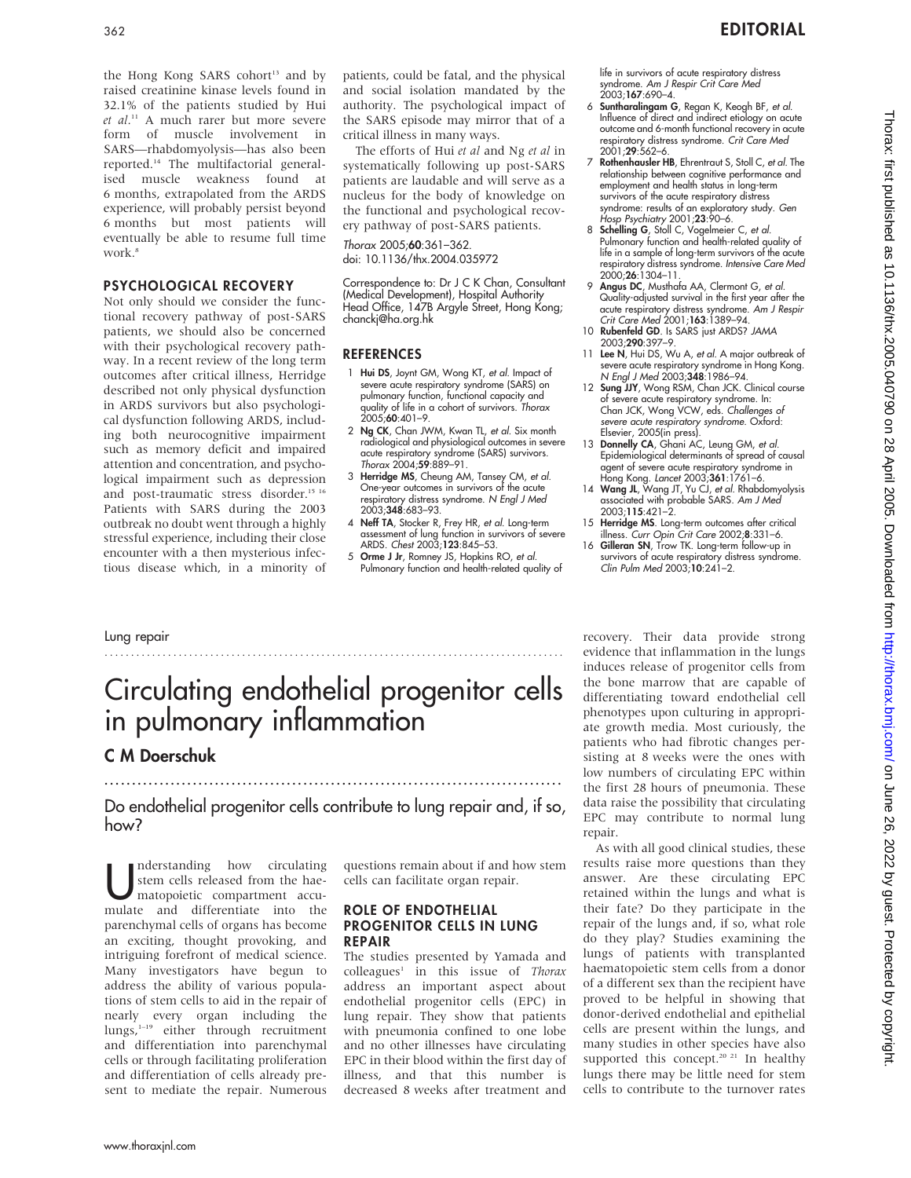the Hong Kong SARS cohort[13] and by raised creatinine kinase levels found in 32.1% of the patients studied by Hui *et al*.[11] A much rarer but more severe form of muscle involvement in SARS—rhabdomyolysis—has also been reported.[14] The multifactorial generalised muscle weakness found at 6 months, extrapolated from the ARDS experience, will probably persist beyond 6 months but most patients will eventually be able to resume full time work.[8]

## PSYCHOLOGICAL RECOVERY

Not only should we consider the functional recovery pathway of post-SARS patients, we should also be concerned with their psychological recovery pathway. In a recent review of the long term outcomes after critical illness, Herridge described not only physical dysfunction in ARDS survivors but also psychological dysfunction following ARDS, including both neurocognitive impairment such as memory deficit and impaired attention and concentration, and psychological impairment such as depression and post-traumatic stress disorder.[15 16] Patients with SARS during the 2003 outbreak no doubt went through a highly stressful experience, including their close encounter with a then mysterious infectious disease which, in a minority of patients, could be fatal, and the physical and social isolation mandated by the authority. The psychological impact of the SARS episode may mirror that of a critical illness in many ways.

The efforts of Hui *et al* and Ng *et al* in systematically following up post-SARS patients are laudable and will serve as a nucleus for the body of knowledge on the functional and psychological recovery pathway of post-SARS patients.

*Thorax* 2005;**60**:361–362.
doi: 10.1136/thx.2004.035972

Correspondence to: Dr J C K Chan, Consultant (Medical Development), Hospital Authority Head Office, 147B Argyle Street, Hong Kong; chanckj@ha.org.hk

## REFERENCES

1. **Hui DS**, Joynt GM, Wong KT, *et al*. Impact of severe acute respiratory syndrome (SARS) on pulmonary function, functional capacity and quality of life in a cohort of survivors. *Thorax* 2005;**60**:401–9.
2. **Ng CK**, Chan JWM, Kwan TL, *et al*. Six month radiological and physiological outcomes in severe acute respiratory syndrome (SARS) survivors. *Thorax* 2004;**59**:889–91.
3. **Herridge MS**, Cheung AM, Tansey CM, *et al*. One-year outcomes in survivors of the acute respiratory distress syndrome. *N Engl J Med* 2003;**348**:683–93.
4. **Neff TA**, Stocker R, Frey HR, *et al*. Long-term assessment of lung function in survivors of severe ARDS. *Chest* 2003;**123**:845–53.
5. **Orme J Jr**, Romney JS, Hopkins RO, *et al*. Pulmonary function and health-related quality of life in survivors of acute respiratory distress syndrome. *Am J Respir Crit Care Med* 2003;**167**:690–4.
6. **Suntharalingam G**, Regan K, Keogh BF, *et al*. Influence of direct and indirect etiology on acute outcome and 6-month functional recovery in acute respiratory distress syndrome. *Crit Care Med* 2001;**29**:562–6.
7. **Rothenhausler HB**, Ehrentraut S, Stoll C, *et al*. The relationship between cognitive performance and employment and health status in long-term survivors of the acute respiratory distress syndrome: results of an exploratory study. *Gen Hosp Psychiatry* 2001;**23**:90–6.
8. **Schelling G**, Stoll C, Vogelmeier C, *et al*. Pulmonary function and health-related quality of life in a sample of long-term survivors of the acute respiratory distress syndrome. *Intensive Care Med* 2000;**26**:1304–11.
9. **Angus DC**, Musthafa AA, Clermont G, *et al*. Quality-adjusted survival in the first year after the acute respiratory distress syndrome. *Am J Respir Crit Care Med* 2001;**163**:1389–94.
10. **Rubenfeld GD**. Is SARS just ARDS? *JAMA* 2003;**290**:397–9.
11. **Lee N**, Hui DS, Wu A, *et al*. A major outbreak of severe acute respiratory syndrome in Hong Kong. *N Engl J Med* 2003;**348**:1986–94.
12. **Sung JJY**, Wong RSM, Chan JCK. Clinical course of severe acute respiratory syndrome. In: Chan JCK, Wong VCW, eds. *Challenges of severe acute respiratory syndrome*. Oxford: Elsevier, 2005(in press).
13. **Donnelly CA**, Ghani AC, Leung GM, *et al*. Epidemiological determinants of spread of causal agent of severe acute respiratory syndrome in Hong Kong. *Lancet* 2003;**361**:1761–6.
14. **Wang JL**, Wang JT, Yu CJ, *et al*. Rhabdomyolysis associated with probable SARS. *Am J Med* 2003;**115**:421–2.
15. **Herridge MS**. Long-term outcomes after critical illness. *Curr Opin Crit Care* 2002;**8**:331–6.
16. **Gilleran SN**, Trow TK. Long-term follow-up in survivors of acute respiratory distress syndrome. *Clin Pulm Med* 2003;**10**:241–2.

Lung repair

# Circulating endothelial progenitor cells in pulmonary inflammation

**C M Doerschuk**

Do endothelial progenitor cells contribute to lung repair and, if so, how?

Understanding how circulating stem cells released from the haematopoietic compartment accumulate and differentiate into the parenchymal cells of organs has become an exciting, thought provoking, and intriguing forefront of medical science. Many investigators have begun to address the ability of various populations of stem cells to aid in the repair of nearly every organ including the lungs,[1–19] either through recruitment and differentiation into parenchymal cells or through facilitating proliferation and differentiation of cells already present to mediate the repair. Numerous questions remain about if and how stem cells can facilitate organ repair.

## ROLE OF ENDOTHELIAL PROGENITOR CELLS IN LUNG REPAIR

The studies presented by Yamada and colleagues[1] in this issue of *Thorax* address an important aspect about endothelial progenitor cells (EPC) in lung repair. They show that patients with pneumonia confined to one lobe and no other illnesses have circulating EPC in their blood within the first day of illness, and that this number is decreased 8 weeks after treatment and recovery. Their data provide strong evidence that inflammation in the lungs induces release of progenitor cells from the bone marrow that are capable of differentiating toward endothelial cell phenotypes upon culturing in appropriate growth media. Most curiously, the patients who had fibrotic changes persisting at 8 weeks were the ones with low numbers of circulating EPC within the first 28 hours of pneumonia. These data raise the possibility that circulating EPC may contribute to normal lung repair.

As with all good clinical studies, these results raise more questions than they answer. Are these circulating EPC retained within the lungs and what is their fate? Do they participate in the repair of the lungs and, if so, what role do they play? Studies examining the lungs of patients with transplanted haematopoietic stem cells from a donor of a different sex than the recipient have proved to be helpful in showing that donor-derived endothelial and epithelial cells are present within the lungs, and many studies in other species have also supported this concept.[20 21] In healthy lungs there may be little need for stem cells to contribute to the turnover rates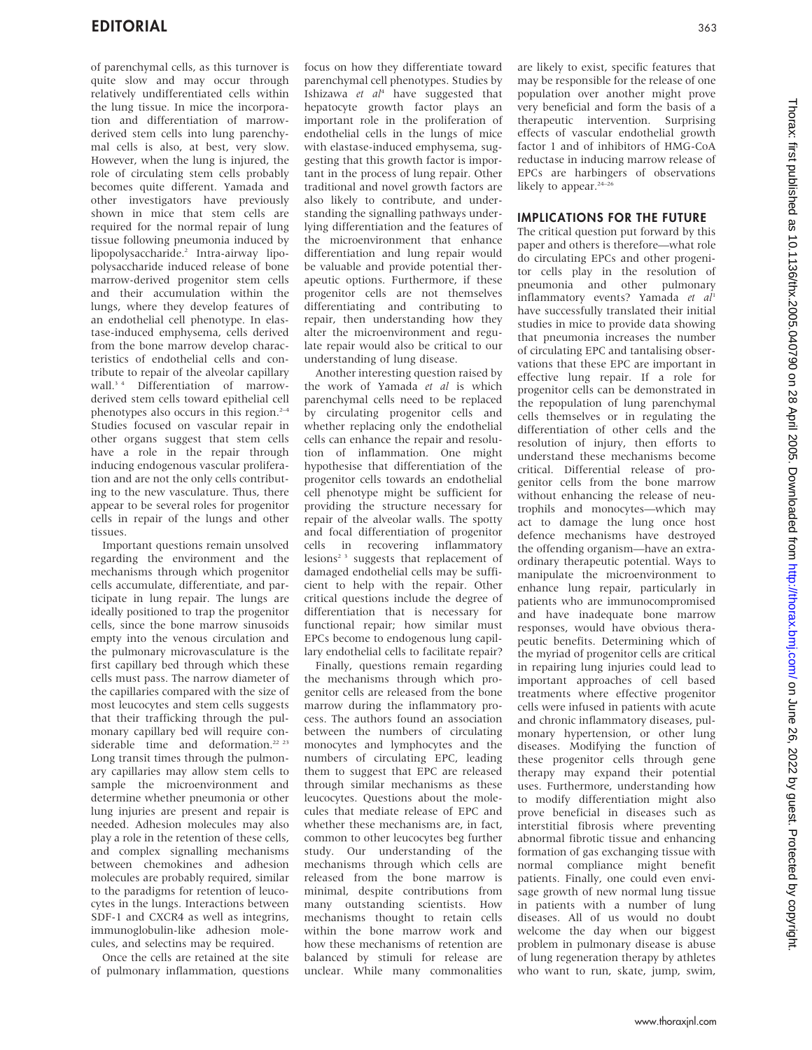of parenchymal cells, as this turnover is quite slow and may occur through relatively undifferentiated cells within the lung tissue. In mice the incorporation and differentiation of marrow-derived stem cells into lung parenchymal cells is also, at best, very slow. However, when the lung is injured, the role of circulating stem cells probably becomes quite different. Yamada and other investigators have previously shown in mice that stem cells are required for the normal repair of lung tissue following pneumonia induced by lipopolysaccharide.[2] Intra-airway lipopolysaccharide induced release of bone marrow-derived progenitor stem cells and their accumulation within the lungs, where they develop features of an endothelial cell phenotype. In elastase-induced emphysema, cells derived from the bone marrow develop characteristics of endothelial cells and contribute to repair of the alveolar capillary wall.[3 4] Differentiation of marrow-derived stem cells toward epithelial cell phenotypes also occurs in this region.[2–4] Studies focused on vascular repair in other organs suggest that stem cells have a role in the repair through inducing endogenous vascular proliferation and are not the only cells contributing to the new vasculature. Thus, there appear to be several roles for progenitor cells in repair of the lungs and other tissues.

Important questions remain unsolved regarding the environment and the mechanisms through which progenitor cells accumulate, differentiate, and participate in lung repair. The lungs are ideally positioned to trap the progenitor cells, since the bone marrow sinusoids empty into the venous circulation and the pulmonary microvasculature is the first capillary bed through which these cells must pass. The narrow diameter of the capillaries compared with the size of most leucocytes and stem cells suggests that their trafficking through the pulmonary capillary bed will require considerable time and deformation.[22 23] Long transit times through the pulmonary capillaries may allow stem cells to sample the microenvironment and determine whether pneumonia or other lung injuries are present and repair is needed. Adhesion molecules may also play a role in the retention of these cells, and complex signalling mechanisms between chemokines and adhesion molecules are probably required, similar to the paradigms for retention of leucocytes in the lungs. Interactions between SDF-1 and CXCR4 as well as integrins, immunoglobulin-like adhesion molecules, and selectins may be required.

Once the cells are retained at the site of pulmonary inflammation, questions focus on how they differentiate toward parenchymal cell phenotypes. Studies by Ishizawa *et al*[4] have suggested that hepatocyte growth factor plays an important role in the proliferation of endothelial cells in the lungs of mice with elastase-induced emphysema, suggesting that this growth factor is important in the process of lung repair. Other traditional and novel growth factors are also likely to contribute, and understanding the signalling pathways underlying differentiation and the features of the microenvironment that enhance differentiation and lung repair would be valuable and provide potential therapeutic options. Furthermore, if these progenitor cells are not themselves differentiating and contributing to repair, then understanding how they alter the microenvironment and regulate repair would also be critical to our understanding of lung disease.

Another interesting question raised by the work of Yamada *et al* is which parenchymal cells need to be replaced by circulating progenitor cells and whether replacing only the endothelial cells can enhance the repair and resolution of inflammation. One might hypothesise that differentiation of the progenitor cells towards an endothelial cell phenotype might be sufficient for providing the structure necessary for repair of the alveolar walls. The spotty and focal differentiation of progenitor cells in recovering inflammatory lesions[2 3] suggests that replacement of damaged endothelial cells may be sufficient to help with the repair. Other critical questions include the degree of differentiation that is necessary for functional repair; how similar must EPCs become to endogenous lung capillary endothelial cells to facilitate repair?

Finally, questions remain regarding the mechanisms through which progenitor cells are released from the bone marrow during the inflammatory process. The authors found an association between the numbers of circulating monocytes and lymphocytes and the numbers of circulating EPC, leading them to suggest that EPC are released through similar mechanisms as these leucocytes. Questions about the molecules that mediate release of EPC and whether these mechanisms are, in fact, common to other leucocytes beg further study. Our understanding of the mechanisms through which cells are released from the bone marrow is minimal, despite contributions from many outstanding scientists. How mechanisms thought to retain cells within the bone marrow work and how these mechanisms of retention are balanced by stimuli for release are unclear. While many commonalities are likely to exist, specific features that may be responsible for the release of one population over another might prove very beneficial and form the basis of a therapeutic intervention. Surprising effects of vascular endothelial growth factor 1 and of inhibitors of HMG-CoA reductase in inducing marrow release of EPCs are harbingers of observations likely to appear.[24–26]

## IMPLICATIONS FOR THE FUTURE

The critical question put forward by this paper and others is therefore—what role do circulating EPCs and other progenitor cells play in the resolution of pneumonia and other pulmonary inflammatory events? Yamada *et al*[1] have successfully translated their initial studies in mice to provide data showing that pneumonia increases the number of circulating EPC and tantalising observations that these EPC are important in effective lung repair. If a role for progenitor cells can be demonstrated in the repopulation of lung parenchymal cells themselves or in regulating the differentiation of other cells and the resolution of injury, then efforts to understand these mechanisms become critical. Differential release of progenitor cells from the bone marrow without enhancing the release of neutrophils and monocytes—which may act to damage the lung once host defence mechanisms have destroyed the offending organism—have an extraordinary therapeutic potential. Ways to manipulate the microenvironment to enhance lung repair, particularly in patients who are immunocompromised and have inadequate bone marrow responses, would have obvious therapeutic benefits. Determining which of the myriad of progenitor cells are critical in repairing lung injuries could lead to important approaches of cell based treatments where effective progenitor cells were infused in patients with acute and chronic inflammatory diseases, pulmonary hypertension, or other lung diseases. Modifying the function of these progenitor cells through gene therapy may expand their potential uses. Furthermore, understanding how to modify differentiation might also prove beneficial in diseases such as interstitial fibrosis where preventing abnormal fibrotic tissue and enhancing formation of gas exchanging tissue with normal compliance might benefit patients. Finally, one could even envisage growth of new normal lung tissue in patients with a number of lung diseases. All of us would no doubt welcome the day when our biggest problem in pulmonary disease is abuse of lung regeneration therapy by athletes who want to run, skate, jump, swim,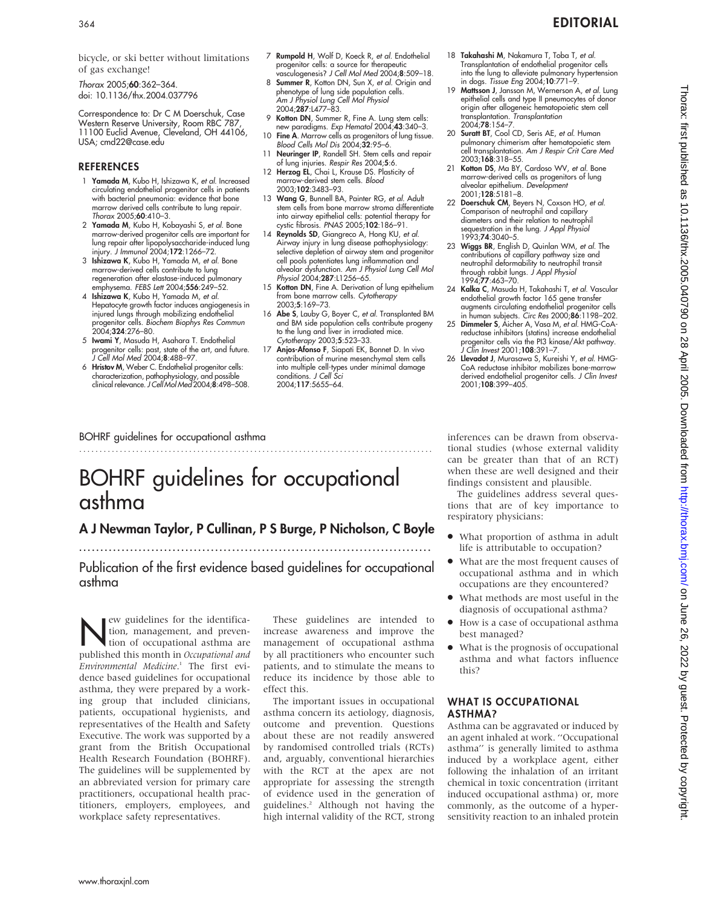bicycle, or ski better without limitations of gas exchange!

*Thorax* 2005;**60**:362–364.
doi: 10.1136/thx.2004.037796

Correspondence to: Dr C M Doerschuk, Case Western Reserve University, Room RBC 787, 11100 Euclid Avenue, Cleveland, OH 44106, USA; cmd22@case.edu

## REFERENCES

1. **Yamada M**, Kubo H, Ishizawa K, *et al*. Increased circulating endothelial progenitor cells in patients with bacterial pneumonia: evidence that bone marrow derived cells contribute to lung repair. *Thorax* 2005;**60**:410–3.
2. **Yamada M**, Kubo H, Kobayashi S, *et al*. Bone marrow-derived progenitor cells are important for lung repair after lipopolysaccharide-induced lung injury. *J Immunol* 2004;**172**:1266–72.
3. **Ishizawa K**, Kubo H, Yamada M, *et al*. Bone marrow-derived cells contribute to lung regeneration after elastase-induced pulmonary emphysema. *FEBS Lett* 2004;**556**:249–52.
4. **Ishizawa K**, Kubo H, Yamada M, *et al*. Hepatocyte growth factor induces angiogenesis in injured lungs through mobilizing endothelial progenitor cells. *Biochem Biophys Res Commun* 2004;**324**:276–80.
5. **Iwami Y**, Masuda H, Asahara T. Endothelial progenitor cells: past, state of the art, and future. *J Cell Mol Med* 2004;**8**:488–97.
6. **Hristov M**, Weber C. Endothelial progenitor cells: characterization, pathophysiology, and possible clinical relevance. *J Cell Mol Med* 2004;**8**:498–508.
7. **Rumpold H**, Wolf D, Koeck R, *et al*. Endothelial progenitor cells: a source for therapeutic vasculogenesis? *J Cell Mol Med* 2004;**8**:509–18.
8. **Summer R**, Kotton DN, Sun X, *et al*. Origin and phenotype of lung side population cells. *Am J Physiol Lung Cell Mol Physiol* 2004;**287**:L477–83.
9. **Kotton DN**, Summer R, Fine A. Lung stem cells: new paradigms. *Exp Hematol* 2004;**43**:340–3.
10. **Fine A**. Marrow cells as progenitors of lung tissue. *Blood Cells Mol Dis* 2004;**32**:95–6.
11. **Neuringer IP**, Randell SH. Stem cells and repair of lung injuries. *Respir Res* 2004;**5**:6.
12. **Herzog EL**, Chai L, Krause DS. Plasticity of marrow-derived stem cells. *Blood* 2003;**102**:3483–93.
13. **Wang G**, Bunnell BA, Painter RG, *et al*. Adult stem cells from bone marrow stroma differentiate into airway epithelial cells: potential therapy for cystic fibrosis. *PNAS* 2005;**102**:186–91.
14. **Reynolds SD**, Giangreco A, Hong KU, *et al*. Airway injury in lung disease pathophysiology: selective depletion of airway stem and progenitor cell pools potentiates lung inflammation and alveolar dysfunction. *Am J Physiol Lung Cell Mol Physiol* 2004;**287**:L1256–65.
15. **Kotton DN**, Fine A. Derivation of lung epithelium from bone marrow cells. *Cytotherapy* 2003;**5**:169–73.
16. **Abe S**, Lauby G, Boyer C, *et al*. Transplanted BM and BM side population cells contribute progeny to the lung and liver in irradiated mice. *Cytotherapy* 2003;**5**:523–33.
17. **Anjos-Afonso F**, Siapati EK, Bonnet D. In vivo contribution of murine mesenchymal stem cells into multiple cell-types under minimal damage conditions. *J Cell Sci* 2004;**117**:5655–64.
18. **Takahashi M**, Nakamura T, Toba T, *et al*. Transplantation of endothelial progenitor cells into the lung to alleviate pulmonary hypertension in dogs. *Tissue Eng* 2004;**10**:771–9.
19. **Mattsson J**, Jansson M, Wernerson A, *et al*. Lung epithelial cells and type II pneumocytes of donor origin after allogeneic hematopoietic stem cell transplantation. *Transplantation* 2004;**78**:154–7.
20. **Suratt BT**, Cool CD, Seris AE, *et al*. Human pulmonary chimerism after hematopoietic stem cell transplantation. *Am J Respir Crit Care Med* 2003;**168**:318–55.
21. **Kotton DS**, Ma BY, Cardoso WV, *et al*. Bone marrow-derived cells as progenitors of lung alveolar epithelium. *Development* 2001;**128**:5181–8.
22. **Doerschuk CM**, Beyers N, Coxson HO, *et al*. Comparison of neutrophil and capillary diameters and their relation to neutrophil sequestration in the lung. *J Appl Physiol* 1993;**74**:3040–5.
23. **Wiggs BR**, English D, Quinlan WM, *et al*. The contributions of capillary pathway size and neutrophil deformability to neutrophil transit through rabbit lungs. *J Appl Physiol* 1994;**77**:463–70.
24. **Kalka C**, Masuda H, Takahashi T, *et al*. Vascular endothelial growth factor 165 gene transfer augments circulating endothelial progenitor cells in human subjects. *Circ Res* 2000;**86**:1198–202.
25. **Dimmeler S**, Aicher A, Vasa M, *et al*. HMG-CoA-reductase inhibitors (statins) increase endothelial progenitor cells via the PI3 kinase/Akt pathway. *J Clin Invest* 2001;**108**:391–7.
26. **Llevadot J**, Murasawa S, Kureishi Y, *et al*. HMG-CoA reductase inhibitor mobilizes bone-marrow derived endothelial progenitor cells. *J Clin Invest* 2001;**108**:399–405.

BOHRF guidelines for occupational asthma

# BOHRF guidelines for occupational asthma

## A J Newman Taylor, P Cullinan, P S Burge, P Nicholson, C Boyle

### Publication of the first evidence based guidelines for occupational asthma

New guidelines for the identification, management, and prevention of occupational asthma are published this month in *Occupational and Environmental Medicine*.[1] The first evidence based guidelines for occupational asthma, they were prepared by a working group that included clinicians, patients, occupational hygienists, and representatives of the Health and Safety Executive. The work was supported by a grant from the British Occupational Health Research Foundation (BOHRF). The guidelines will be supplemented by an abbreviated version for primary care practitioners, occupational health practitioners, employers, employees, and workplace safety representatives.

These guidelines are intended to increase awareness and improve the management of occupational asthma by all practitioners who encounter such patients, and to stimulate the means to reduce its incidence by those able to effect this.

The important issues in occupational asthma concern its aetiology, diagnosis, outcome and prevention. Questions about these are not readily answered by randomised controlled trials (RCTs) and, arguably, conventional hierarchies with the RCT at the apex are not appropriate for assessing the strength of evidence used in the generation of guidelines.[2] Although not having the high internal validity of the RCT, strong inferences can be drawn from observational studies (whose external validity can be greater than that of an RCT) when these are well designed and their findings consistent and plausible.

The guidelines address several questions that are of key importance to respiratory physicians:

- What proportion of asthma in adult life is attributable to occupation?
- What are the most frequent causes of occupational asthma and in which occupations are they encountered?
- What methods are most useful in the diagnosis of occupational asthma?
- How is a case of occupational asthma best managed?
- What is the prognosis of occupational asthma and what factors influence this?

## WHAT IS OCCUPATIONAL ASTHMA?

Asthma can be aggravated or induced by an agent inhaled at work. "Occupational asthma" is generally limited to asthma induced by a workplace agent, either following the inhalation of an irritant chemical in toxic concentration (irritant induced occupational asthma) or, more commonly, as the outcome of a hypersensitivity reaction to an inhaled protein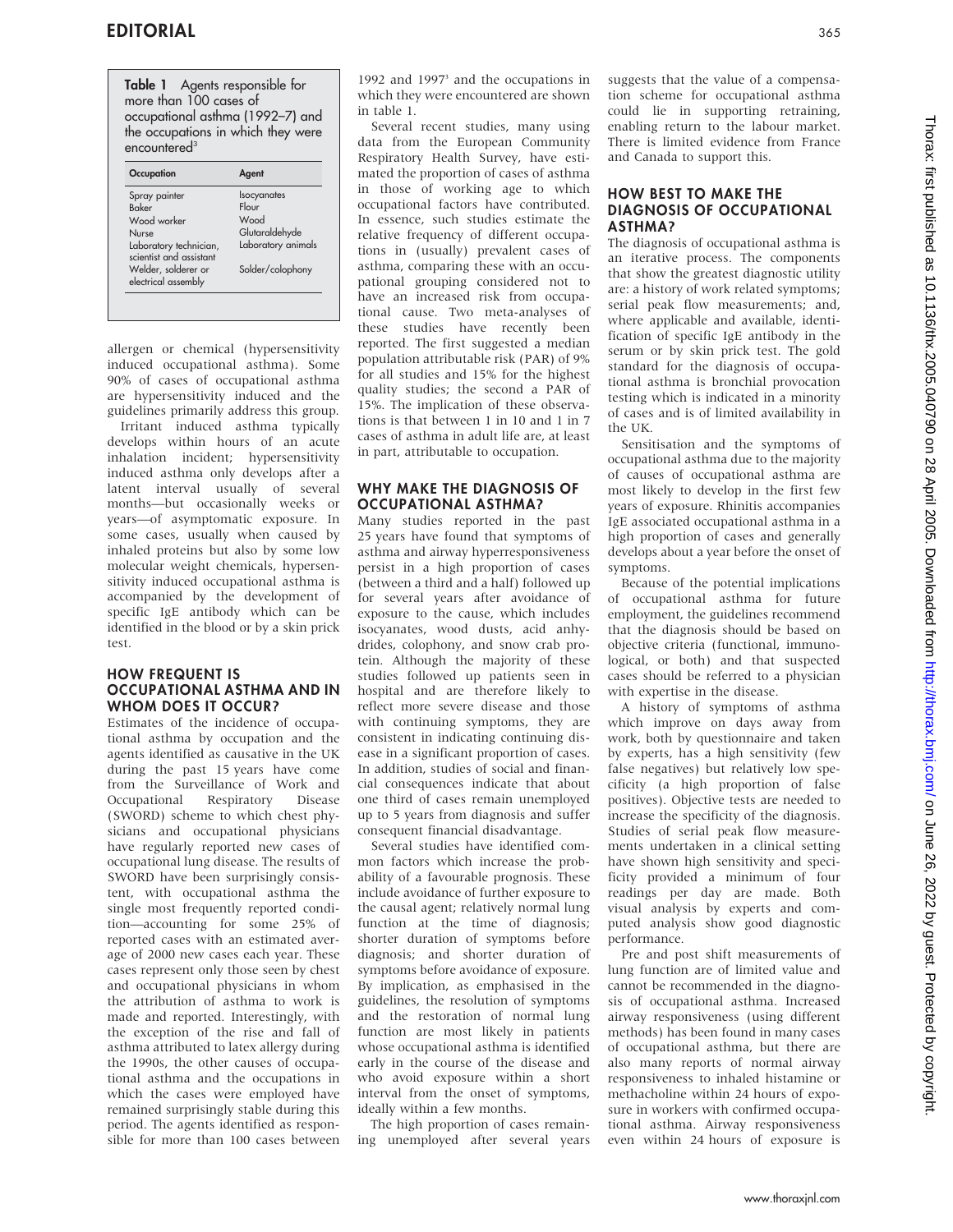**Table 1** Agents responsible for more than 100 cases of occupational asthma (1992–7) and the occupations in which they were encountered[3]

| Occupation | Agent |
| --- | --- |
| Spray painter | Isocyanates |
| Baker | Flour |
| Wood worker | Wood |
| Nurse | Glutaraldehyde |
| Laboratory technician, scientist and assistant | Laboratory animals |
| Welder, solderer or electrical assembly | Solder/colophony |

allergen or chemical (hypersensitivity induced occupational asthma). Some 90% of cases of occupational asthma are hypersensitivity induced and the guidelines primarily address this group.

Irritant induced asthma typically develops within hours of an acute inhalation incident; hypersensitivity induced asthma only develops after a latent interval usually of several months—but occasionally weeks or years—of asymptomatic exposure. In some cases, usually when caused by inhaled proteins but also by some low molecular weight chemicals, hypersensitivity induced occupational asthma is accompanied by the development of specific IgE antibody which can be identified in the blood or by a skin prick test.

## HOW FREQUENT IS OCCUPATIONAL ASTHMA AND IN WHOM DOES IT OCCUR?

Estimates of the incidence of occupational asthma by occupation and the agents identified as causative in the UK during the past 15 years have come from the Surveillance of Work and Occupational Respiratory Disease (SWORD) scheme to which chest physicians and occupational physicians have regularly reported new cases of occupational lung disease. The results of SWORD have been surprisingly consistent, with occupational asthma the single most frequently reported condition—accounting for some 25% of reported cases with an estimated average of 2000 new cases each year. These cases represent only those seen by chest and occupational physicians in whom the attribution of asthma to work is made and reported. Interestingly, with the exception of the rise and fall of asthma attributed to latex allergy during the 1990s, the other causes of occupational asthma and the occupations in which the cases were employed have remained surprisingly stable during this period. The agents identified as responsible for more than 100 cases between 1992 and 1997[3] and the occupations in which they were encountered are shown in table 1.

Several recent studies, many using data from the European Community Respiratory Health Survey, have estimated the proportion of cases of asthma in those of working age to which occupational factors have contributed. In essence, such studies estimate the relative frequency of different occupations in (usually) prevalent cases of asthma, comparing these with an occupational grouping considered not to have an increased risk from occupational cause. Two meta-analyses of these studies have recently been reported. The first suggested a median population attributable risk (PAR) of 9% for all studies and 15% for the highest quality studies; the second a PAR of 15%. The implication of these observations is that between 1 in 10 and 1 in 7 cases of asthma in adult life are, at least in part, attributable to occupation.

## WHY MAKE THE DIAGNOSIS OF OCCUPATIONAL ASTHMA?

Many studies reported in the past 25 years have found that symptoms of asthma and airway hyperresponsiveness persist in a high proportion of cases (between a third and a half) followed up for several years after avoidance of exposure to the cause, which includes isocyanates, wood dusts, acid anhydrides, colophony, and snow crab protein. Although the majority of these studies followed up patients seen in hospital and are therefore likely to reflect more severe disease and those with continuing symptoms, they are consistent in indicating continuing disease in a significant proportion of cases. In addition, studies of social and financial consequences indicate that about one third of cases remain unemployed up to 5 years from diagnosis and suffer consequent financial disadvantage.

Several studies have identified common factors which increase the probability of a favourable prognosis. These include avoidance of further exposure to the causal agent; relatively normal lung function at the time of diagnosis; shorter duration of symptoms before diagnosis; and shorter duration of symptoms before avoidance of exposure. By implication, as emphasised in the guidelines, the resolution of symptoms and the restoration of normal lung function are most likely in patients whose occupational asthma is identified early in the course of the disease and who avoid exposure within a short interval from the onset of symptoms, ideally within a few months.

The high proportion of cases remaining unemployed after several years suggests that the value of a compensation scheme for occupational asthma could lie in supporting retraining, enabling return to the labour market. There is limited evidence from France and Canada to support this.

## HOW BEST TO MAKE THE DIAGNOSIS OF OCCUPATIONAL ASTHMA?

The diagnosis of occupational asthma is an iterative process. The components that show the greatest diagnostic utility are: a history of work related symptoms; serial peak flow measurements; and, where applicable and available, identification of specific IgE antibody in the serum or by skin prick test. The gold standard for the diagnosis of occupational asthma is bronchial provocation testing which is indicated in a minority of cases and is of limited availability in the UK.

Sensitisation and the symptoms of occupational asthma due to the majority of causes of occupational asthma are most likely to develop in the first few years of exposure. Rhinitis accompanies IgE associated occupational asthma in a high proportion of cases and generally develops about a year before the onset of symptoms.

Because of the potential implications of occupational asthma for future employment, the guidelines recommend that the diagnosis should be based on objective criteria (functional, immunological, or both) and that suspected cases should be referred to a physician with expertise in the disease.

A history of symptoms of asthma which improve on days away from work, both by questionnaire and taken by experts, has a high sensitivity (few false negatives) but relatively low specificity (a high proportion of false positives). Objective tests are needed to increase the specificity of the diagnosis. Studies of serial peak flow measurements undertaken in a clinical setting have shown high sensitivity and specificity provided a minimum of four readings per day are made. Both visual analysis by experts and computed analysis show good diagnostic performance.

Pre and post shift measurements of lung function are of limited value and cannot be recommended in the diagnosis of occupational asthma. Increased airway responsiveness (using different methods) has been found in many cases of occupational asthma, but there are also many reports of normal airway responsiveness to inhaled histamine or methacholine within 24 hours of exposure in workers with confirmed occupational asthma. Airway responsiveness even within 24 hours of exposure is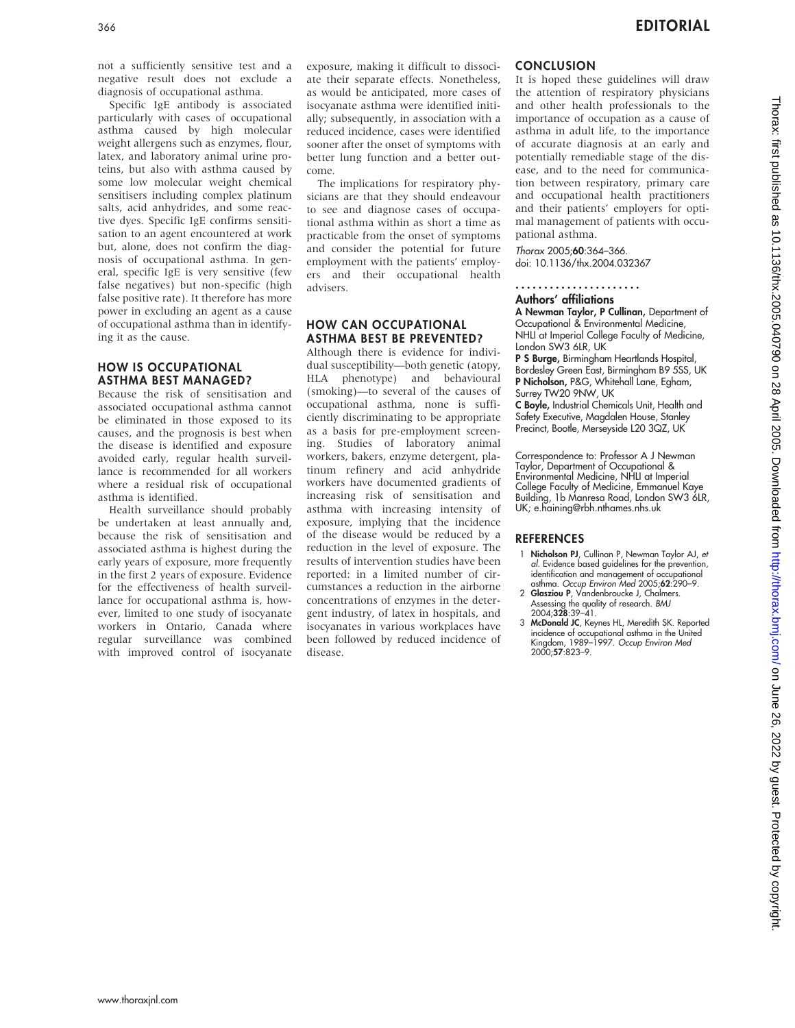not a sufficiently sensitive test and a negative result does not exclude a diagnosis of occupational asthma.

Specific IgE antibody is associated particularly with cases of occupational asthma caused by high molecular weight allergens such as enzymes, flour, latex, and laboratory animal urine proteins, but also with asthma caused by some low molecular weight chemical sensitisers including complex platinum salts, acid anhydrides, and some reactive dyes. Specific IgE confirms sensitisation to an agent encountered at work but, alone, does not confirm the diagnosis of occupational asthma. In general, specific IgE is very sensitive (few false negatives) but non-specific (high false positive rate). It therefore has more power in excluding an agent as a cause of occupational asthma than in identifying it as the cause.

## HOW IS OCCUPATIONAL ASTHMA BEST MANAGED?

Because the risk of sensitisation and associated occupational asthma cannot be eliminated in those exposed to its causes, and the prognosis is best when the disease is identified and exposure avoided early, regular health surveillance is recommended for all workers where a residual risk of occupational asthma is identified.

Health surveillance should probably be undertaken at least annually and, because the risk of sensitisation and associated asthma is highest during the early years of exposure, more frequently in the first 2 years of exposure. Evidence for the effectiveness of health surveillance for occupational asthma is, however, limited to one study of isocyanate workers in Ontario, Canada where regular surveillance was combined with improved control of isocyanate exposure, making it difficult to dissociate their separate effects. Nonetheless, as would be anticipated, more cases of isocyanate asthma were identified initially; subsequently, in association with a reduced incidence, cases were identified sooner after the onset of symptoms with better lung function and a better outcome.

The implications for respiratory physicians are that they should endeavour to see and diagnose cases of occupational asthma within as short a time as practicable from the onset of symptoms and consider the potential for future employment with the patients' employers and their occupational health advisers.

## HOW CAN OCCUPATIONAL ASTHMA BEST BE PREVENTED?

Although there is evidence for individual susceptibility—both genetic (atopy, HLA phenotype) and behavioural (smoking)—to several of the causes of occupational asthma, none is sufficiently discriminating to be appropriate as a basis for pre-employment screening. Studies of laboratory animal workers, bakers, enzyme detergent, platinum refinery and acid anhydride workers have documented gradients of increasing risk of sensitisation and asthma with increasing intensity of exposure, implying that the incidence of the disease would be reduced by a reduction in the level of exposure. The results of intervention studies have been reported: in a limited number of circumstances a reduction in the airborne concentrations of enzymes in the detergent industry, of latex in hospitals, and isocyanates in various workplaces have been followed by reduced incidence of disease.

## CONCLUSION

It is hoped these guidelines will draw the attention of respiratory physicians and other health professionals to the importance of occupation as a cause of asthma in adult life, to the importance of accurate diagnosis at an early and potentially remediable stage of the disease, and to the need for communication between respiratory, primary care and occupational health practitioners and their patients' employers for optimal management of patients with occupational asthma.

*Thorax* 2005;**60**:364–366.
doi: 10.1136/thx.2004.032367

### Authors' affiliations

**A Newman Taylor, P Cullinan,** Department of Occupational & Environmental Medicine, NHLI at Imperial College Faculty of Medicine, London SW3 6LR, UK
**P S Burge,** Birmingham Heartlands Hospital, Bordesley Green East, Birmingham B9 5SS, UK
**P Nicholson,** P&G, Whitehall Lane, Egham, Surrey TW20 9NW, UK
**C Boyle,** Industrial Chemicals Unit, Health and Safety Executive, Magdalen House, Stanley Precinct, Bootle, Merseyside L20 3QZ, UK

Correspondence to: Professor A J Newman Taylor, Department of Occupational & Environmental Medicine, NHLI at Imperial College Faculty of Medicine, Emmanuel Kaye Building, 1b Manresa Road, London SW3 6LR, UK; e.haining@rbh.nthames.nhs.uk

## REFERENCES

1. **Nicholson PJ**, Cullinan P, Newman Taylor AJ, *et al*. Evidence based guidelines for the prevention, identification and management of occupational asthma. *Occup Environ Med* 2005;**62**:290–9.
2. **Glasziou P**, Vandenbroucke J, Chalmers. Assessing the quality of research. *BMJ* 2004;**328**:39–41.
3. **McDonald JC**, Keynes HL, Meredith SK. Reported incidence of occupational asthma in the United Kingdom, 1989–1997. *Occup Environ Med* 2000;**57**:823–9.